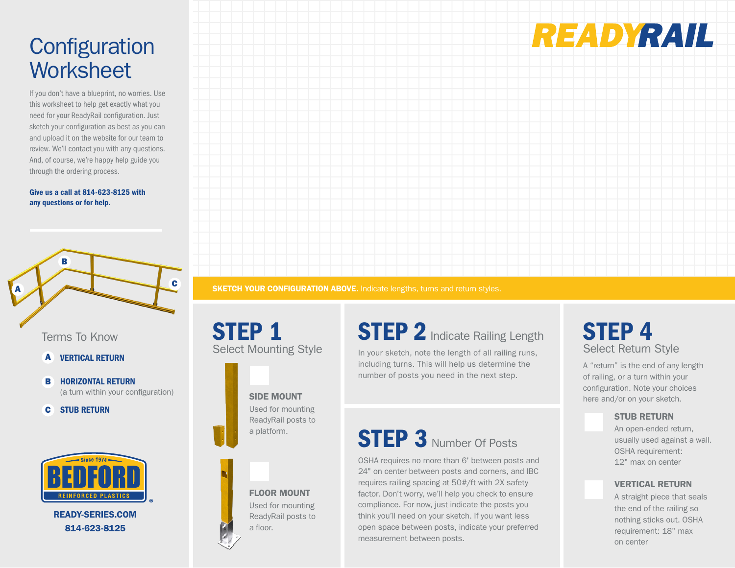# Configuration Worksheet

If you don't have a blueprint, no worries. Use this worksheet to help get exactly what you need for your ReadyRail configuration. Just sketch your configuration as best as you can and upload it on the website for our team to review. We'll contact you with any questions. And, of course, we're happy help guide you through the ordering process.

**Give us a call at 814-623-8125 with any questions or for help.**

A B C

## Terms To Know

- **A VERTICAL RETURN**
- **B HORIZONTAL RETURN** (a turn within your configuration)
- **C STUB RETURN**

Since 1974 BEDFORD REINFORCED PLASTICS

**READY-SERIES.COM**
**814-623-8125**

READYRAIL

**SKETCH YOUR CONFIGURATION ABOVE.** Indicate lengths, turns and return styles.

## STEP 1 Select Mounting Style

**SIDE MOUNT**
Used for mounting ReadyRail posts to a platform.

**FLOOR MOUNT**
Used for mounting ReadyRail posts to a floor.

## STEP 2 Indicate Railing Length

In your sketch, note the length of all railing runs, including turns. This will help us determine the number of posts you need in the next step.

## STEP 3 Number Of Posts

OSHA requires no more than 6' between posts and 24" on center between posts and corners, and IBC requires railing spacing at 50#/ft with 2X safety factor. Don't worry, we'll help you check to ensure compliance. For now, just indicate the posts you think you'll need on your sketch. If you want less open space between posts, indicate your preferred measurement between posts.

## STEP 4 Select Return Style

A "return" is the end of any length of railing, or a turn within your configuration. Note your choices here and/or on your sketch.

**STUB RETURN**
An open-ended return, usually used against a wall. OSHA requirement: 12" max on center

**VERTICAL RETURN**
A straight piece that seals the end of the railing so nothing sticks out. OSHA requirement: 18" max on center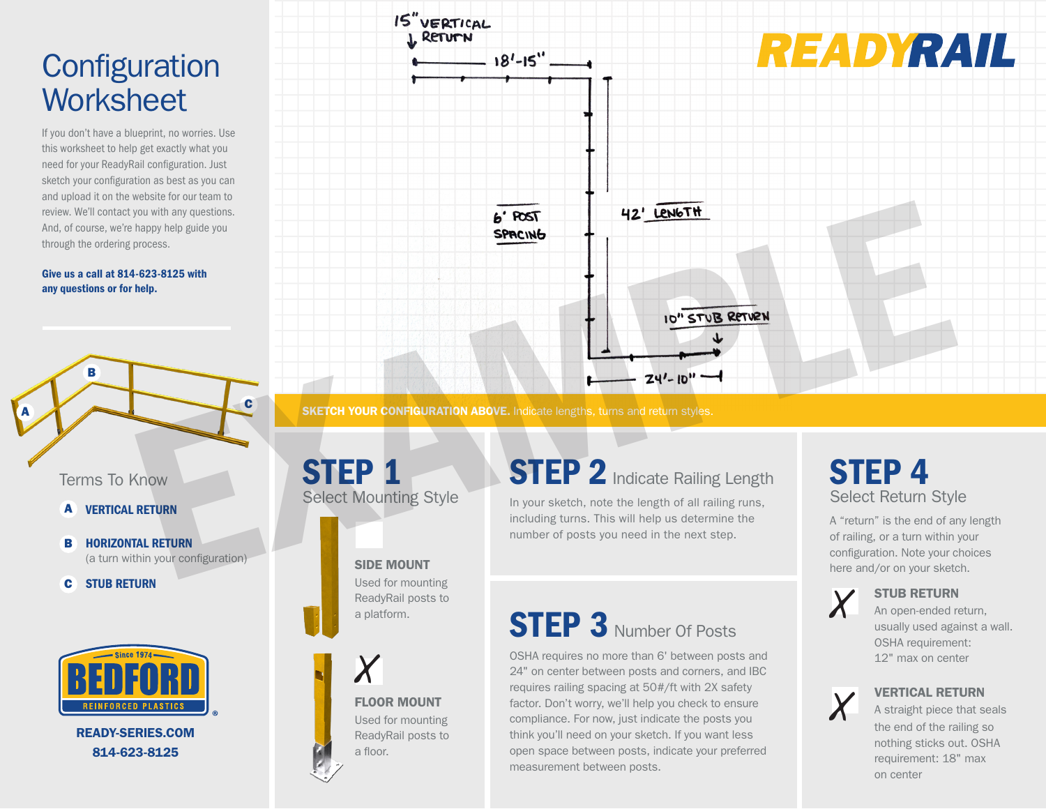# Configuration Worksheet

If you don't have a blueprint, no worries. Use this worksheet to help get exactly what you need for your ReadyRail configuration. Just sketch your configuration as best as you can and upload it on the website for our team to review. We'll contact you with any questions. And, of course, we're happy help guide you through the ordering process.

**Give us a call at 814-623-8125 with any questions or for help.**

## Terms To Know

- **A VERTICAL RETURN**
- **B HORIZONTAL RETURN** (a turn within your configuration)
- **C STUB RETURN**

BEDFORD Since 1974 REINFORCED PLASTICS

**READY-SERIES.COM**
**814-623-8125**

READYRAIL

15" VERTICAL RETURN
18'-15"
6' POST SPACING
42' LENGTH
10" STUB RETURN
24'-10"

EXAMPLE

**SKETCH YOUR CONFIGURATION ABOVE.** Indicate lengths, turns and return styles.

## STEP 1 Select Mounting Style

**SIDE MOUNT**
Used for mounting ReadyRail posts to a platform.

X **FLOOR MOUNT**
Used for mounting ReadyRail posts to a floor.

## STEP 2 Indicate Railing Length

In your sketch, note the length of all railing runs, including turns. This will help us determine the number of posts you need in the next step.

## STEP 3 Number Of Posts

OSHA requires no more than 6' between posts and 24" on center between posts and corners, and IBC requires railing spacing at 50#/ft with 2X safety factor. Don't worry, we'll help you check to ensure compliance. For now, just indicate the posts you think you'll need on your sketch. If you want less open space between posts, indicate your preferred measurement between posts.

## STEP 4 Select Return Style

A "return" is the end of any length of railing, or a turn within your configuration. Note your choices here and/or on your sketch.

X **STUB RETURN**
An open-ended return, usually used against a wall. OSHA requirement: 12" max on center

X **VERTICAL RETURN**
A straight piece that seals the end of the railing so nothing sticks out. OSHA requirement: 18" max on center